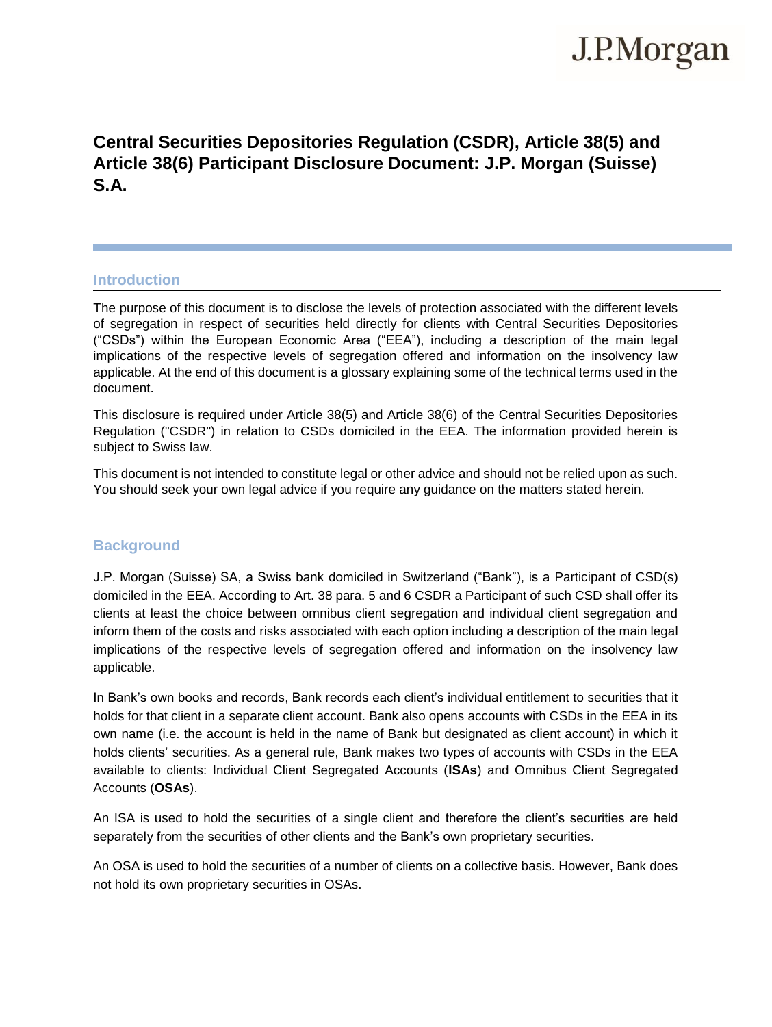# Central Securities Depositories Regulation (CSDR), Article 38(5) and Article 38(6) Participant Disclosure Document: J.P. Morgan (Suisse) S.A.

## Introduction

The purpose of this document is to disclose the levels of protection associated with the different levels of segregation in respect of securities held directly for clients with Central Securities Depositories ("CSDs") within the European Economic Area ("EEA"), including a description of the main legal implications of the respective levels of segregation offered and information on the insolvency law applicable. At the end of this document is a glossary explaining some of the technical terms used in the document.

This disclosure is required under Article 38(5) and Article 38(6) of the Central Securities Depositories Regulation ("CSDR") in relation to CSDs domiciled in the EEA. The information provided herein is subject to Swiss law.

This document is not intended to constitute legal or other advice and should not be relied upon as such. You should seek your own legal advice if you require any guidance on the matters stated herein.

## Background

J.P. Morgan (Suisse) SA, a Swiss bank domiciled in Switzerland ("Bank"), is a Participant of CSD(s) domiciled in the EEA. According to Art. 38 para. 5 and 6 CSDR a Participant of such CSD shall offer its clients at least the choice between omnibus client segregation and individual client segregation and inform them of the costs and risks associated with each option including a description of the main legal implications of the respective levels of segregation offered and information on the insolvency law applicable.

In Bank's own books and records, Bank records each client's individual entitlement to securities that it holds for that client in a separate client account. Bank also opens accounts with CSDs in the EEA in its own name (i.e. the account is held in the name of Bank but designated as client account) in which it holds clients' securities. As a general rule, Bank makes two types of accounts with CSDs in the EEA available to clients: Individual Client Segregated Accounts (**ISAs**) and Omnibus Client Segregated Accounts (**OSAs**).

An ISA is used to hold the securities of a single client and therefore the client's securities are held separately from the securities of other clients and the Bank's own proprietary securities.

An OSA is used to hold the securities of a number of clients on a collective basis. However, Bank does not hold its own proprietary securities in OSAs.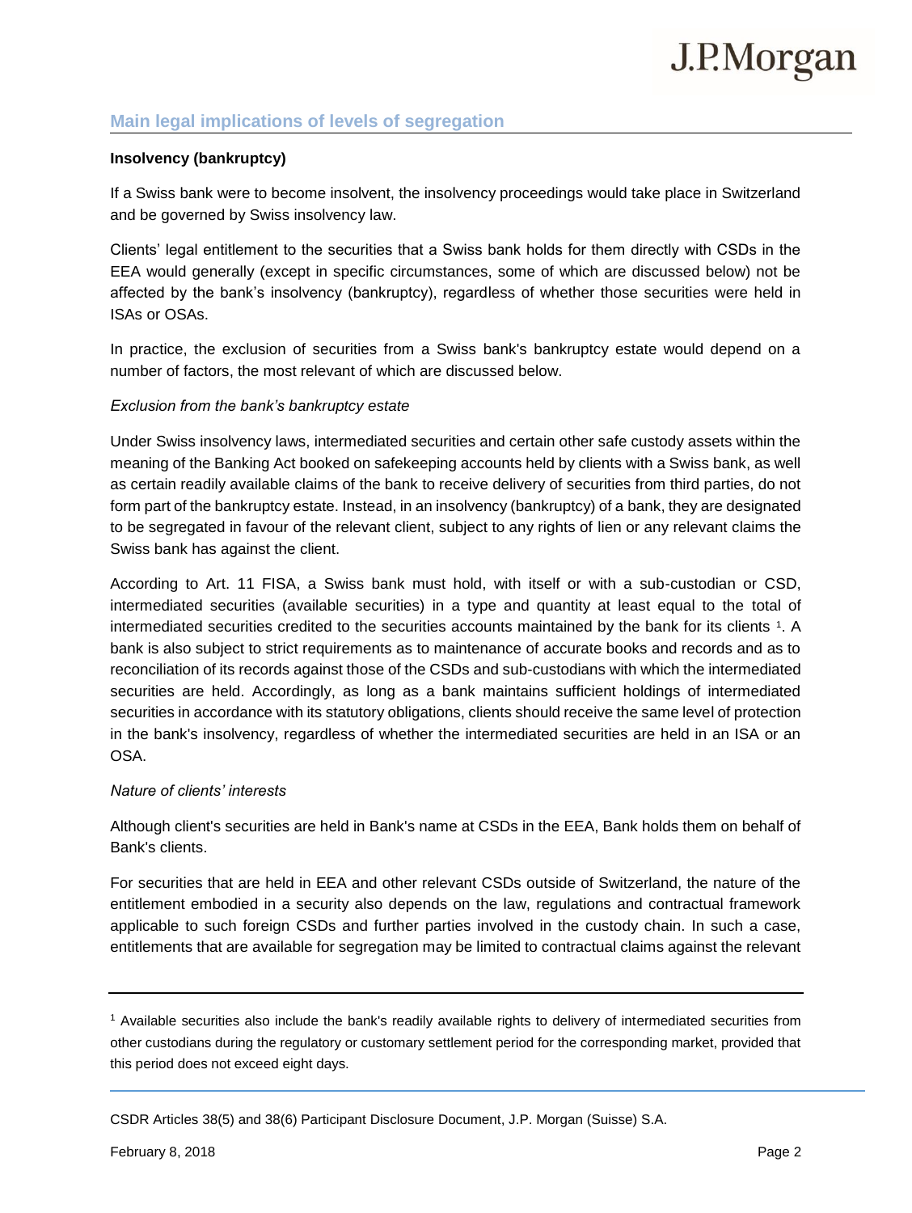## Main legal implications of levels of segregation

**Insolvency (bankruptcy)**

If a Swiss bank were to become insolvent, the insolvency proceedings would take place in Switzerland and be governed by Swiss insolvency law.

Clients' legal entitlement to the securities that a Swiss bank holds for them directly with CSDs in the EEA would generally (except in specific circumstances, some of which are discussed below) not be affected by the bank's insolvency (bankruptcy), regardless of whether those securities were held in ISAs or OSAs.

In practice, the exclusion of securities from a Swiss bank's bankruptcy estate would depend on a number of factors, the most relevant of which are discussed below.

*Exclusion from the bank's bankruptcy estate*

Under Swiss insolvency laws, intermediated securities and certain other safe custody assets within the meaning of the Banking Act booked on safekeeping accounts held by clients with a Swiss bank, as well as certain readily available claims of the bank to receive delivery of securities from third parties, do not form part of the bankruptcy estate. Instead, in an insolvency (bankruptcy) of a bank, they are designated to be segregated in favour of the relevant client, subject to any rights of lien or any relevant claims the Swiss bank has against the client.

According to Art. 11 FISA, a Swiss bank must hold, with itself or with a sub-custodian or CSD, intermediated securities (available securities) in a type and quantity at least equal to the total of intermediated securities credited to the securities accounts maintained by the bank for its clients [1]. A bank is also subject to strict requirements as to maintenance of accurate books and records and as to reconciliation of its records against those of the CSDs and sub-custodians with which the intermediated securities are held. Accordingly, as long as a bank maintains sufficient holdings of intermediated securities in accordance with its statutory obligations, clients should receive the same level of protection in the bank's insolvency, regardless of whether the intermediated securities are held in an ISA or an OSA.

*Nature of clients' interests*

Although client's securities are held in Bank's name at CSDs in the EEA, Bank holds them on behalf of Bank's clients.

For securities that are held in EEA and other relevant CSDs outside of Switzerland, the nature of the entitlement embodied in a security also depends on the law, regulations and contractual framework applicable to such foreign CSDs and further parties involved in the custody chain. In such a case, entitlements that are available for segregation may be limited to contractual claims against the relevant

[1] Available securities also include the bank's readily available rights to delivery of intermediated securities from other custodians during the regulatory or customary settlement period for the corresponding market, provided that this period does not exceed eight days.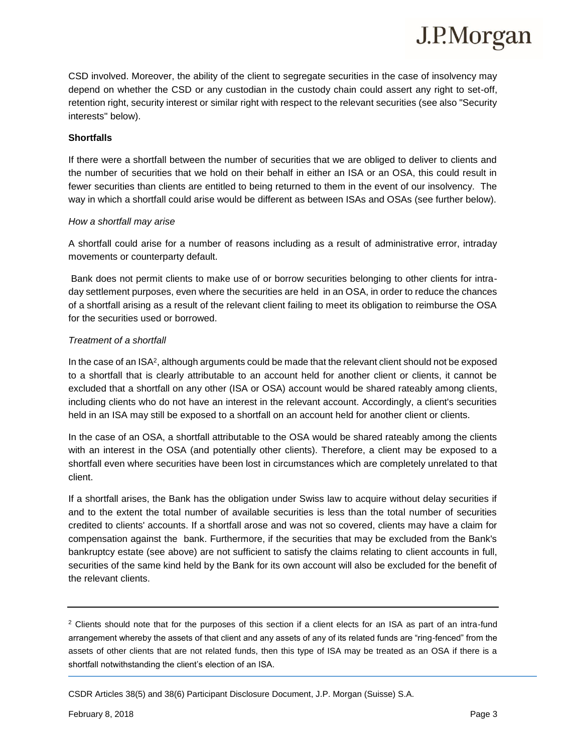CSD involved. Moreover, the ability of the client to segregate securities in the case of insolvency may depend on whether the CSD or any custodian in the custody chain could assert any right to set-off, retention right, security interest or similar right with respect to the relevant securities (see also "Security interests" below).

**Shortfalls**

If there were a shortfall between the number of securities that we are obliged to deliver to clients and the number of securities that we hold on their behalf in either an ISA or an OSA, this could result in fewer securities than clients are entitled to being returned to them in the event of our insolvency. The way in which a shortfall could arise would be different as between ISAs and OSAs (see further below).

*How a shortfall may arise*

A shortfall could arise for a number of reasons including as a result of administrative error, intraday movements or counterparty default.

Bank does not permit clients to make use of or borrow securities belonging to other clients for intra-day settlement purposes, even where the securities are held in an OSA, in order to reduce the chances of a shortfall arising as a result of the relevant client failing to meet its obligation to reimburse the OSA for the securities used or borrowed.

*Treatment of a shortfall*

In the case of an ISA[2], although arguments could be made that the relevant client should not be exposed to a shortfall that is clearly attributable to an account held for another client or clients, it cannot be excluded that a shortfall on any other (ISA or OSA) account would be shared rateably among clients, including clients who do not have an interest in the relevant account. Accordingly, a client's securities held in an ISA may still be exposed to a shortfall on an account held for another client or clients.

In the case of an OSA, a shortfall attributable to the OSA would be shared rateably among the clients with an interest in the OSA (and potentially other clients). Therefore, a client may be exposed to a shortfall even where securities have been lost in circumstances which are completely unrelated to that client.

If a shortfall arises, the Bank has the obligation under Swiss law to acquire without delay securities if and to the extent the total number of available securities is less than the total number of securities credited to clients' accounts. If a shortfall arose and was not so covered, clients may have a claim for compensation against the bank. Furthermore, if the securities that may be excluded from the Bank's bankruptcy estate (see above) are not sufficient to satisfy the claims relating to client accounts in full, securities of the same kind held by the Bank for its own account will also be excluded for the benefit of the relevant clients.

---

[2] Clients should note that for the purposes of this section if a client elects for an ISA as part of an intra-fund arrangement whereby the assets of that client and any assets of any of its related funds are "ring-fenced" from the assets of other clients that are not related funds, then this type of ISA may be treated as an OSA if there is a shortfall notwithstanding the client's election of an ISA.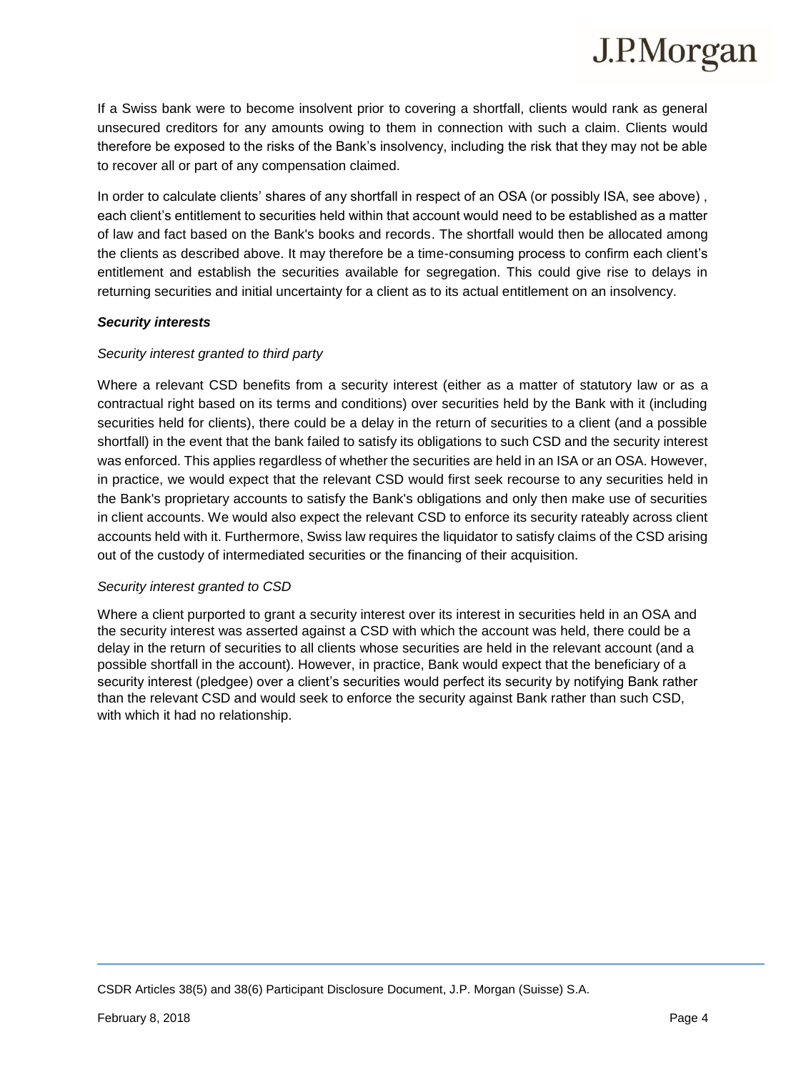If a Swiss bank were to become insolvent prior to covering a shortfall, clients would rank as general unsecured creditors for any amounts owing to them in connection with such a claim. Clients would therefore be exposed to the risks of the Bank's insolvency, including the risk that they may not be able to recover all or part of any compensation claimed.

In order to calculate clients' shares of any shortfall in respect of an OSA (or possibly ISA, see above) , each client's entitlement to securities held within that account would need to be established as a matter of law and fact based on the Bank's books and records. The shortfall would then be allocated among the clients as described above. It may therefore be a time-consuming process to confirm each client's entitlement and establish the securities available for segregation. This could give rise to delays in returning securities and initial uncertainty for a client as to its actual entitlement on an insolvency.

***Security interests***

*Security interest granted to third party*

Where a relevant CSD benefits from a security interest (either as a matter of statutory law or as a contractual right based on its terms and conditions) over securities held by the Bank with it (including securities held for clients), there could be a delay in the return of securities to a client (and a possible shortfall) in the event that the bank failed to satisfy its obligations to such CSD and the security interest was enforced. This applies regardless of whether the securities are held in an ISA or an OSA. However, in practice, we would expect that the relevant CSD would first seek recourse to any securities held in the Bank's proprietary accounts to satisfy the Bank's obligations and only then make use of securities in client accounts. We would also expect the relevant CSD to enforce its security rateably across client accounts held with it. Furthermore, Swiss law requires the liquidator to satisfy claims of the CSD arising out of the custody of intermediated securities or the financing of their acquisition.

*Security interest granted to CSD*

Where a client purported to grant a security interest over its interest in securities held in an OSA and the security interest was asserted against a CSD with which the account was held, there could be a delay in the return of securities to all clients whose securities are held in the relevant account (and a possible shortfall in the account). However, in practice, Bank would expect that the beneficiary of a security interest (pledgee) over a client's securities would perfect its security by notifying Bank rather than the relevant CSD and would seek to enforce the security against Bank rather than such CSD, with which it had no relationship.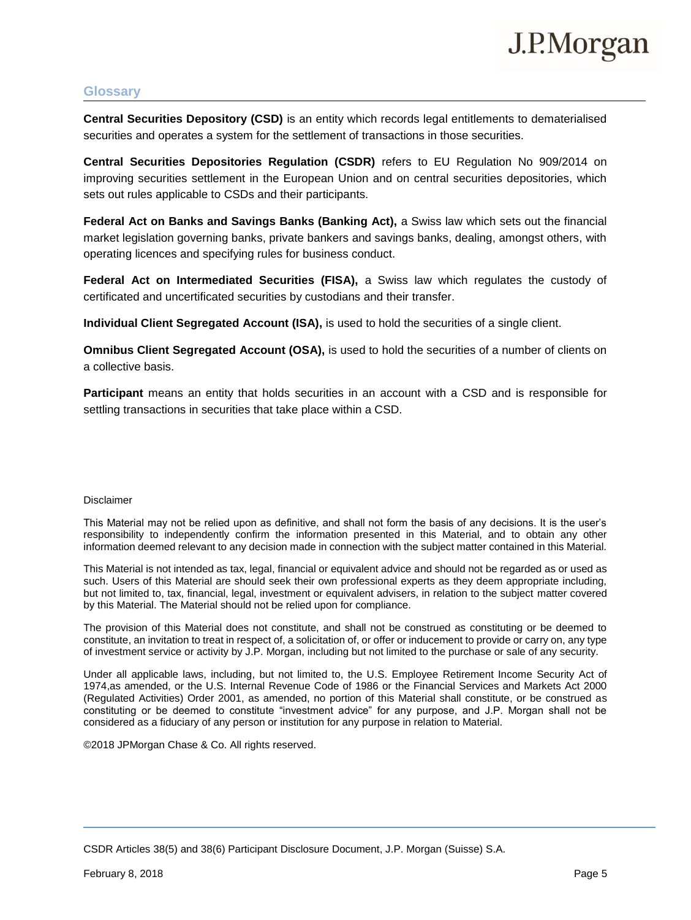## Glossary

**Central Securities Depository (CSD)** is an entity which records legal entitlements to dematerialised securities and operates a system for the settlement of transactions in those securities.

**Central Securities Depositories Regulation (CSDR)** refers to EU Regulation No 909/2014 on improving securities settlement in the European Union and on central securities depositories, which sets out rules applicable to CSDs and their participants.

**Federal Act on Banks and Savings Banks (Banking Act),** a Swiss law which sets out the financial market legislation governing banks, private bankers and savings banks, dealing, amongst others, with operating licences and specifying rules for business conduct.

**Federal Act on Intermediated Securities (FISA),** a Swiss law which regulates the custody of certificated and uncertificated securities by custodians and their transfer.

**Individual Client Segregated Account (ISA),** is used to hold the securities of a single client.

**Omnibus Client Segregated Account (OSA),** is used to hold the securities of a number of clients on a collective basis.

**Participant** means an entity that holds securities in an account with a CSD and is responsible for settling transactions in securities that take place within a CSD.

Disclaimer

This Material may not be relied upon as definitive, and shall not form the basis of any decisions. It is the user's responsibility to independently confirm the information presented in this Material, and to obtain any other information deemed relevant to any decision made in connection with the subject matter contained in this Material.

This Material is not intended as tax, legal, financial or equivalent advice and should not be regarded as or used as such. Users of this Material are should seek their own professional experts as they deem appropriate including, but not limited to, tax, financial, legal, investment or equivalent advisers, in relation to the subject matter covered by this Material. The Material should not be relied upon for compliance.

The provision of this Material does not constitute, and shall not be construed as constituting or be deemed to constitute, an invitation to treat in respect of, a solicitation of, or offer or inducement to provide or carry on, any type of investment service or activity by J.P. Morgan, including but not limited to the purchase or sale of any security.

Under all applicable laws, including, but not limited to, the U.S. Employee Retirement Income Security Act of 1974,as amended, or the U.S. Internal Revenue Code of 1986 or the Financial Services and Markets Act 2000 (Regulated Activities) Order 2001, as amended, no portion of this Material shall constitute, or be construed as constituting or be deemed to constitute "investment advice" for any purpose, and J.P. Morgan shall not be considered as a fiduciary of any person or institution for any purpose in relation to Material.

©2018 JPMorgan Chase & Co. All rights reserved.